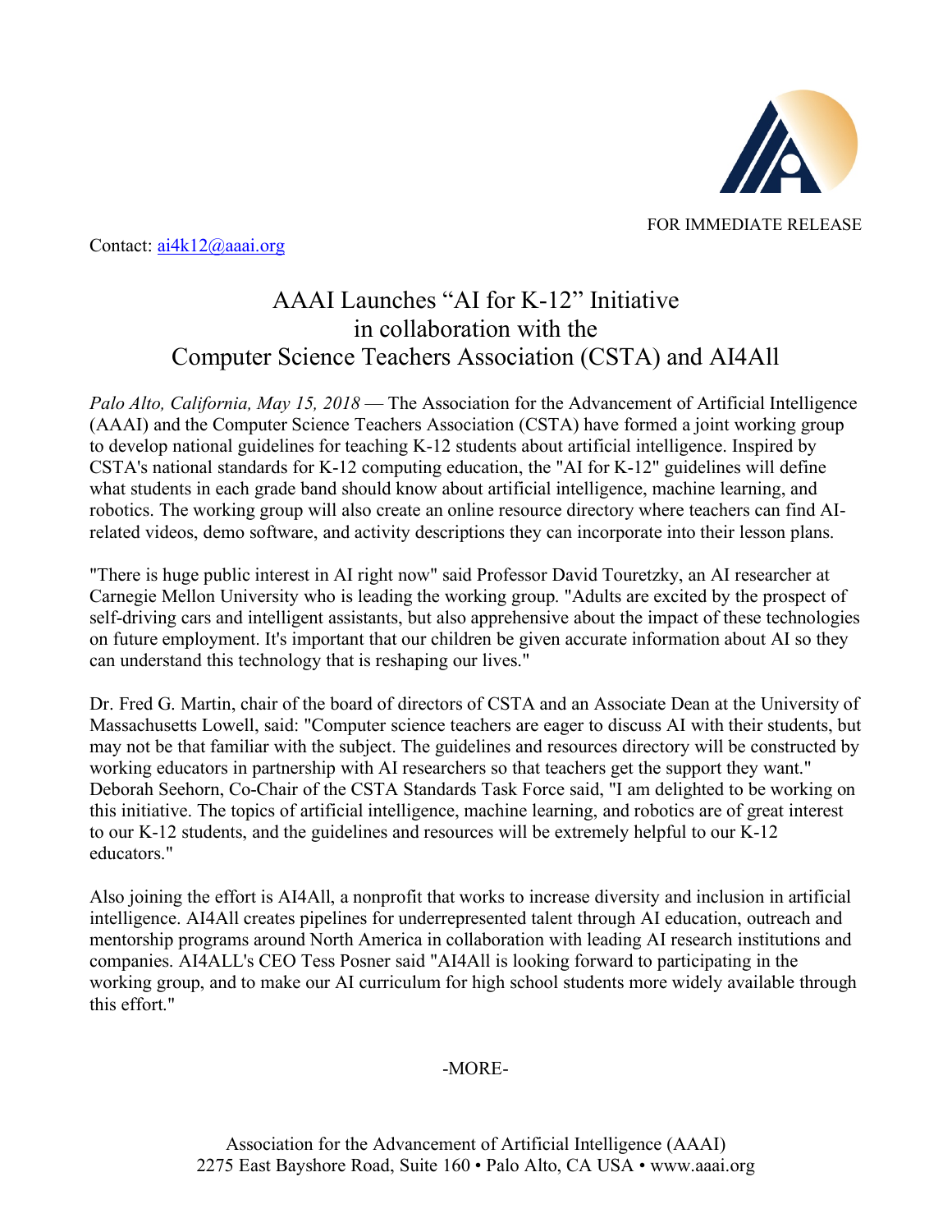FOR IMMEDIATE RELEASE

Contact: ai4k12@aaai.org

# AAAI Launches "AI for K-12" Initiative in collaboration with the Computer Science Teachers Association (CSTA) and AI4All

*Palo Alto, California, May 15, 2018* — The Association for the Advancement of Artificial Intelligence (AAAI) and the Computer Science Teachers Association (CSTA) have formed a joint working group to develop national guidelines for teaching K-12 students about artificial intelligence. Inspired by CSTA's national standards for K-12 computing education, the "AI for K-12" guidelines will define what students in each grade band should know about artificial intelligence, machine learning, and robotics. The working group will also create an online resource directory where teachers can find AI-related videos, demo software, and activity descriptions they can incorporate into their lesson plans.

"There is huge public interest in AI right now" said Professor David Touretzky, an AI researcher at Carnegie Mellon University who is leading the working group. "Adults are excited by the prospect of self-driving cars and intelligent assistants, but also apprehensive about the impact of these technologies on future employment. It's important that our children be given accurate information about AI so they can understand this technology that is reshaping our lives."

Dr. Fred G. Martin, chair of the board of directors of CSTA and an Associate Dean at the University of Massachusetts Lowell, said: "Computer science teachers are eager to discuss AI with their students, but may not be that familiar with the subject. The guidelines and resources directory will be constructed by working educators in partnership with AI researchers so that teachers get the support they want." Deborah Seehorn, Co-Chair of the CSTA Standards Task Force said, "I am delighted to be working on this initiative. The topics of artificial intelligence, machine learning, and robotics are of great interest to our K-12 students, and the guidelines and resources will be extremely helpful to our K-12 educators."

Also joining the effort is AI4All, a nonprofit that works to increase diversity and inclusion in artificial intelligence. AI4All creates pipelines for underrepresented talent through AI education, outreach and mentorship programs around North America in collaboration with leading AI research institutions and companies. AI4ALL's CEO Tess Posner said "AI4All is looking forward to participating in the working group, and to make our AI curriculum for high school students more widely available through this effort."

-MORE-

Association for the Advancement of Artificial Intelligence (AAAI)
2275 East Bayshore Road, Suite 160 • Palo Alto, CA USA • www.aaai.org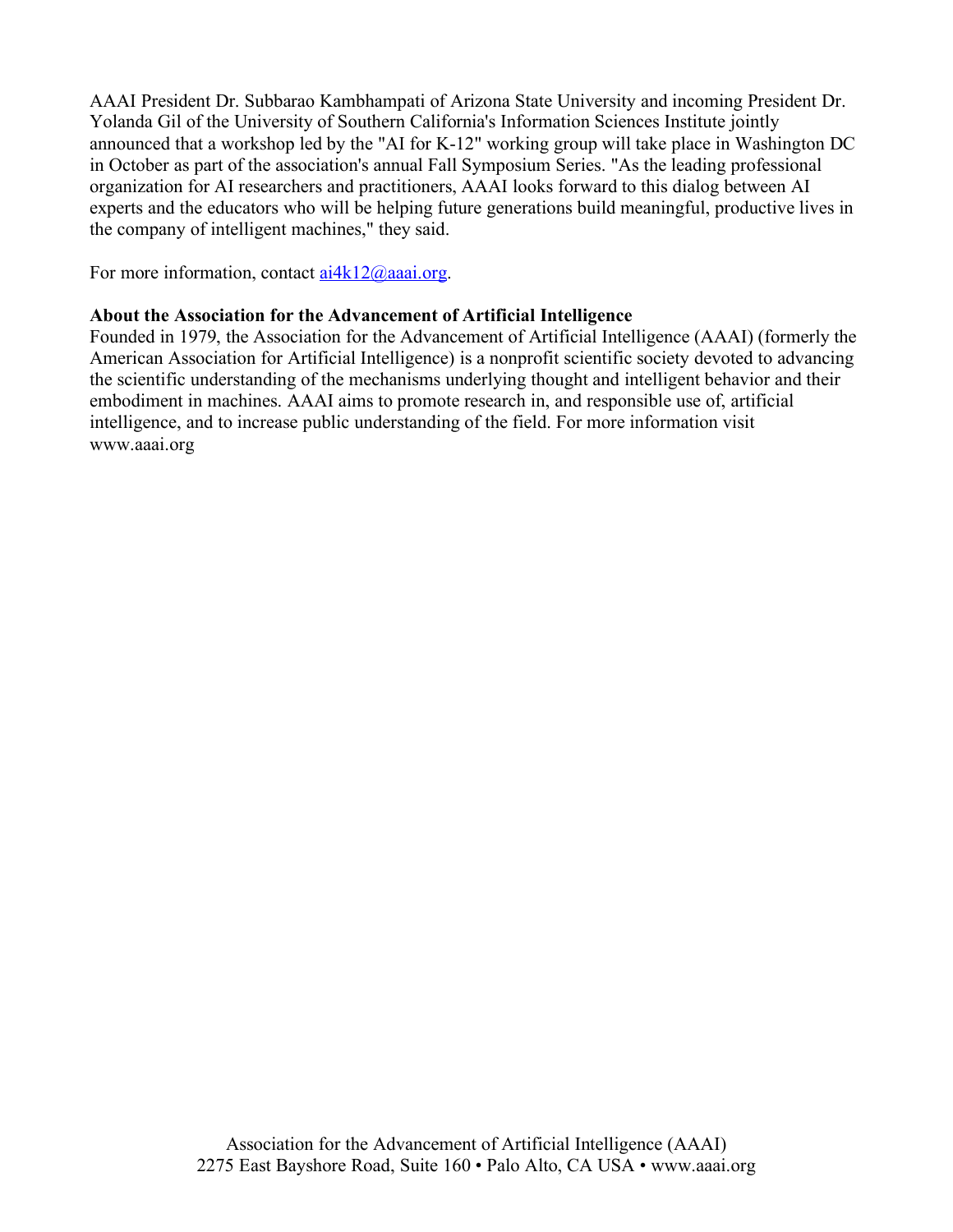AAAI President Dr. Subbarao Kambhampati of Arizona State University and incoming President Dr. Yolanda Gil of the University of Southern California's Information Sciences Institute jointly announced that a workshop led by the "AI for K-12" working group will take place in Washington DC in October as part of the association's annual Fall Symposium Series. "As the leading professional organization for AI researchers and practitioners, AAAI looks forward to this dialog between AI experts and the educators who will be helping future generations build meaningful, productive lives in the company of intelligent machines," they said.

For more information, contact ai4k12@aaai.org.

**About the Association for the Advancement of Artificial Intelligence**
Founded in 1979, the Association for the Advancement of Artificial Intelligence (AAAI) (formerly the American Association for Artificial Intelligence) is a nonprofit scientific society devoted to advancing the scientific understanding of the mechanisms underlying thought and intelligent behavior and their embodiment in machines. AAAI aims to promote research in, and responsible use of, artificial intelligence, and to increase public understanding of the field. For more information visit www.aaai.org